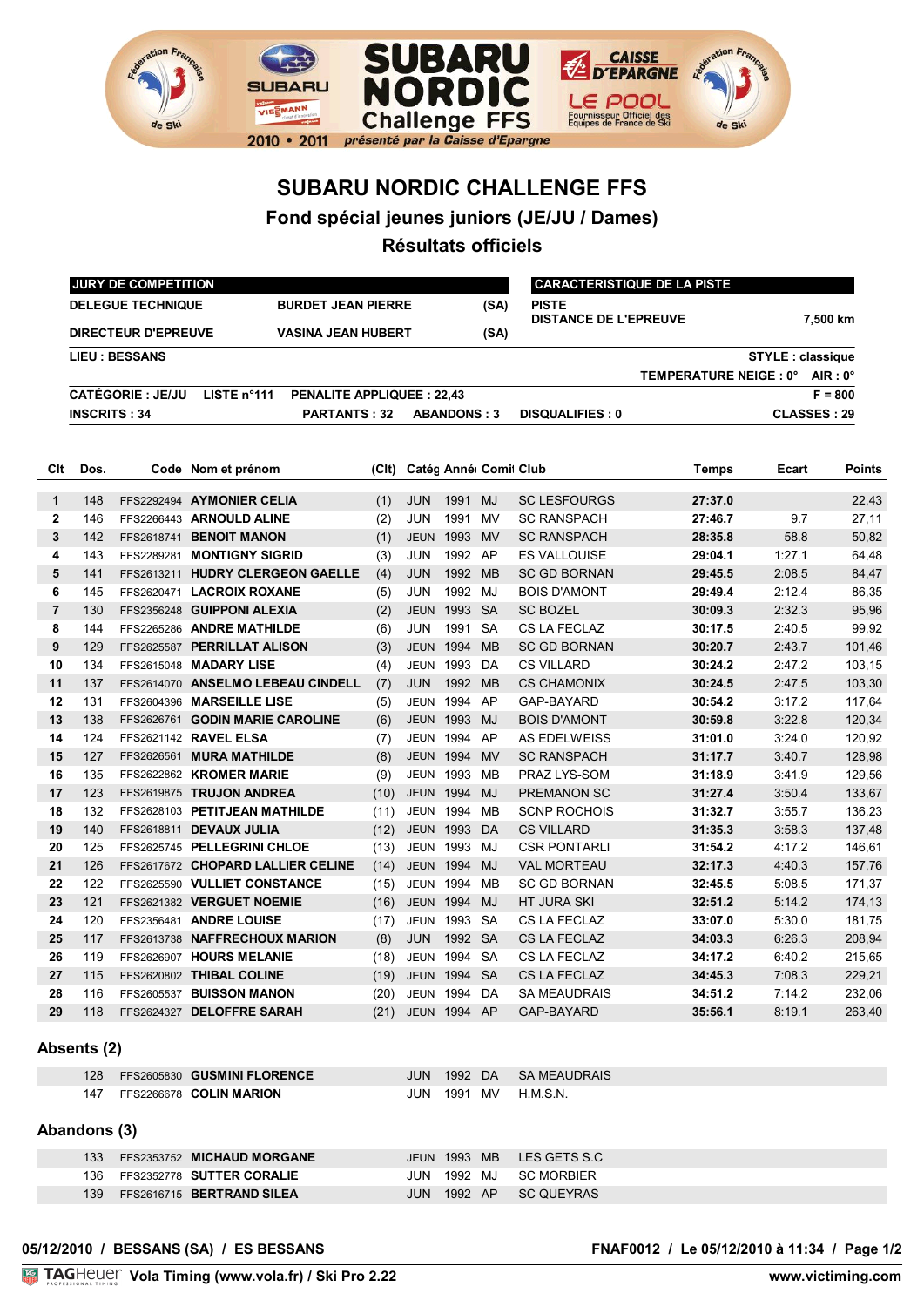SUBARU NORDIC Challenge FFS

2010 • 2011 présenté par la Caisse d'Epargne

# SUBARU NORDIC CHALLENGE FFS

## Fond spécial jeunes juniors (JE/JU / Dames)

## Résultats officiels

| JURY DE COMPETITION | | | CARACTERISTIQUE DE LA PISTE | |
|---|---|---|---|---|
| DELEGUE TECHNIQUE | BURDET JEAN PIERRE | (SA) | PISTE | |
| DIRECTEUR D'EPREUVE | VASINA JEAN HUBERT | (SA) | DISTANCE DE L'EPREUVE | 7,500 km |

LIEU : BESSANS — STYLE : classique

TEMPERATURE NEIGE : 0° AIR : 0°

CATÉGORIE : JE/JU LISTE n°111 PENALITE APPLIQUEE : 22,43 F = 800

INSCRITS : 34 PARTANTS : 32 ABANDONS : 3 DISQUALIFIES : 0 CLASSES : 29

| Clt | Dos. | Code | Nom et prénom | (Clt) | Catég | Année | Comité | Club | Temps | Ecart | Points |
|---|---|---|---|---|---|---|---|---|---|---|---|
| 1 | 148 | FFS2292494 | AYMONIER CELIA | (1) | JUN | 1991 | MJ | SC LESFOURGS | 27:37.0 | | 22,43 |
| 2 | 146 | FFS2266443 | ARNOULD ALINE | (2) | JUN | 1991 | MV | SC RANSPACH | 27:46.7 | 9.7 | 27,11 |
| 3 | 142 | FFS2618741 | BENOIT MANON | (1) | JEUN | 1993 | MV | SC RANSPACH | 28:35.8 | 58.8 | 50,82 |
| 4 | 143 | FFS2289281 | MONTIGNY SIGRID | (3) | JUN | 1992 | AP | ES VALLOUISE | 29:04.1 | 1:27.1 | 64,48 |
| 5 | 141 | FFS2613211 | HUDRY CLERGEON GAELLE | (4) | JUN | 1992 | MB | SC GD BORNAN | 29:45.5 | 2:08.5 | 84,47 |
| 6 | 145 | FFS2620471 | LACROIX ROXANE | (5) | JUN | 1992 | MJ | BOIS D'AMONT | 29:49.4 | 2:12.4 | 86,35 |
| 7 | 130 | FFS2356248 | GUIPPONI ALEXIA | (2) | JEUN | 1993 | SA | SC BOZEL | 30:09.3 | 2:32.3 | 95,96 |
| 8 | 144 | FFS2265286 | ANDRE MATHILDE | (6) | JUN | 1991 | SA | CS LA FECLAZ | 30:17.5 | 2:40.5 | 99,92 |
| 9 | 129 | FFS2625587 | PERRILLAT ALISON | (3) | JEUN | 1994 | MB | SC GD BORNAN | 30:20.7 | 2:43.7 | 101,46 |
| 10 | 134 | FFS2615048 | MADARY LISE | (4) | JEUN | 1993 | DA | CS VILLARD | 30:24.2 | 2:47.2 | 103,15 |
| 11 | 137 | FFS2614070 | ANSELMO LEBEAU CINDELL | (7) | JUN | 1992 | MB | CS CHAMONIX | 30:24.5 | 2:47.5 | 103,30 |
| 12 | 131 | FFS2604396 | MARSEILLE LISE | (5) | JEUN | 1994 | AP | GAP-BAYARD | 30:54.2 | 3:17.2 | 117,64 |
| 13 | 138 | FFS2626761 | GODIN MARIE CAROLINE | (6) | JEUN | 1993 | MJ | BOIS D'AMONT | 30:59.8 | 3:22.8 | 120,34 |
| 14 | 124 | FFS2621142 | RAVEL ELSA | (7) | JEUN | 1994 | AP | AS EDELWEISS | 31:01.0 | 3:24.0 | 120,92 |
| 15 | 127 | FFS2626561 | MURA MATHILDE | (8) | JEUN | 1994 | MV | SC RANSPACH | 31:17.7 | 3:40.7 | 128,98 |
| 16 | 135 | FFS2622862 | KROMER MARIE | (9) | JEUN | 1993 | MB | PRAZ LYS-SOM | 31:18.9 | 3:41.9 | 129,56 |
| 17 | 123 | FFS2619875 | TRUJON ANDREA | (10) | JEUN | 1994 | MJ | PREMANON SC | 31:27.4 | 3:50.4 | 133,67 |
| 18 | 132 | FFS2628103 | PETITJEAN MATHILDE | (11) | JEUN | 1994 | MB | SCNP ROCHOIS | 31:32.7 | 3:55.7 | 136,23 |
| 19 | 140 | FFS2618811 | DEVAUX JULIA | (12) | JEUN | 1993 | DA | CS VILLARD | 31:35.3 | 3:58.3 | 137,48 |
| 20 | 125 | FFS2625745 | PELLEGRINI CHLOE | (13) | JEUN | 1993 | MJ | CSR PONTARLI | 31:54.2 | 4:17.2 | 146,61 |
| 21 | 126 | FFS2617672 | CHOPARD LALLIER CELINE | (14) | JEUN | 1994 | MJ | VAL MORTEAU | 32:17.3 | 4:40.3 | 157,76 |
| 22 | 122 | FFS2625590 | VULLIET CONSTANCE | (15) | JEUN | 1994 | MB | SC GD BORNAN | 32:45.5 | 5:08.5 | 171,37 |
| 23 | 121 | FFS2621382 | VERGUET NOEMIE | (16) | JEUN | 1994 | MJ | HT JURA SKI | 32:51.2 | 5:14.2 | 174,13 |
| 24 | 120 | FFS2356481 | ANDRE LOUISE | (17) | JEUN | 1993 | SA | CS LA FECLAZ | 33:07.0 | 5:30.0 | 181,75 |
| 25 | 117 | FFS2613738 | NAFFRECHOUX MARION | (8) | JUN | 1992 | SA | CS LA FECLAZ | 34:03.3 | 6:26.3 | 208,94 |
| 26 | 119 | FFS2626907 | HOURS MELANIE | (18) | JEUN | 1994 | SA | CS LA FECLAZ | 34:17.2 | 6:40.2 | 215,65 |
| 27 | 115 | FFS2620802 | THIBAL COLINE | (19) | JEUN | 1994 | SA | CS LA FECLAZ | 34:45.3 | 7:08.3 | 229,21 |
| 28 | 116 | FFS2605537 | BUISSON MANON | (20) | JEUN | 1994 | DA | SA MEAUDRAIS | 34:51.2 | 7:14.2 | 232,06 |
| 29 | 118 | FFS2624327 | DELOFFRE SARAH | (21) | JEUN | 1994 | AP | GAP-BAYARD | 35:56.1 | 8:19.1 | 263,40 |

### Absents (2)

| Dos. | Code | Nom et prénom | Catég | Année | Comité | Club |
|---|---|---|---|---|---|---|
| 128 | FFS2605830 | GUSMINI FLORENCE | JUN | 1992 | DA | SA MEAUDRAIS |
| 147 | FFS2266678 | COLIN MARION | JUN | 1991 | MV | H.M.S.N. |

### Abandons (3)

| Dos. | Code | Nom et prénom | Catég | Année | Comité | Club |
|---|---|---|---|---|---|---|
| 133 | FFS2353752 | MICHAUD MORGANE | JEUN | 1993 | MB | LES GETS S.C |
| 136 | FFS2352778 | SUTTER CORALIE | JUN | 1992 | MJ | SC MORBIER |
| 139 | FFS2616715 | BERTRAND SILEA | JUN | 1992 | AP | SC QUEYRAS |

05/12/2010 / BESSANS (SA) / ES BESSANS — FNAF0012 / Le 05/12/2010 à 11:34

Vola Timing (www.vola.fr) / Ski Pro 2.22 — www.victiming.com